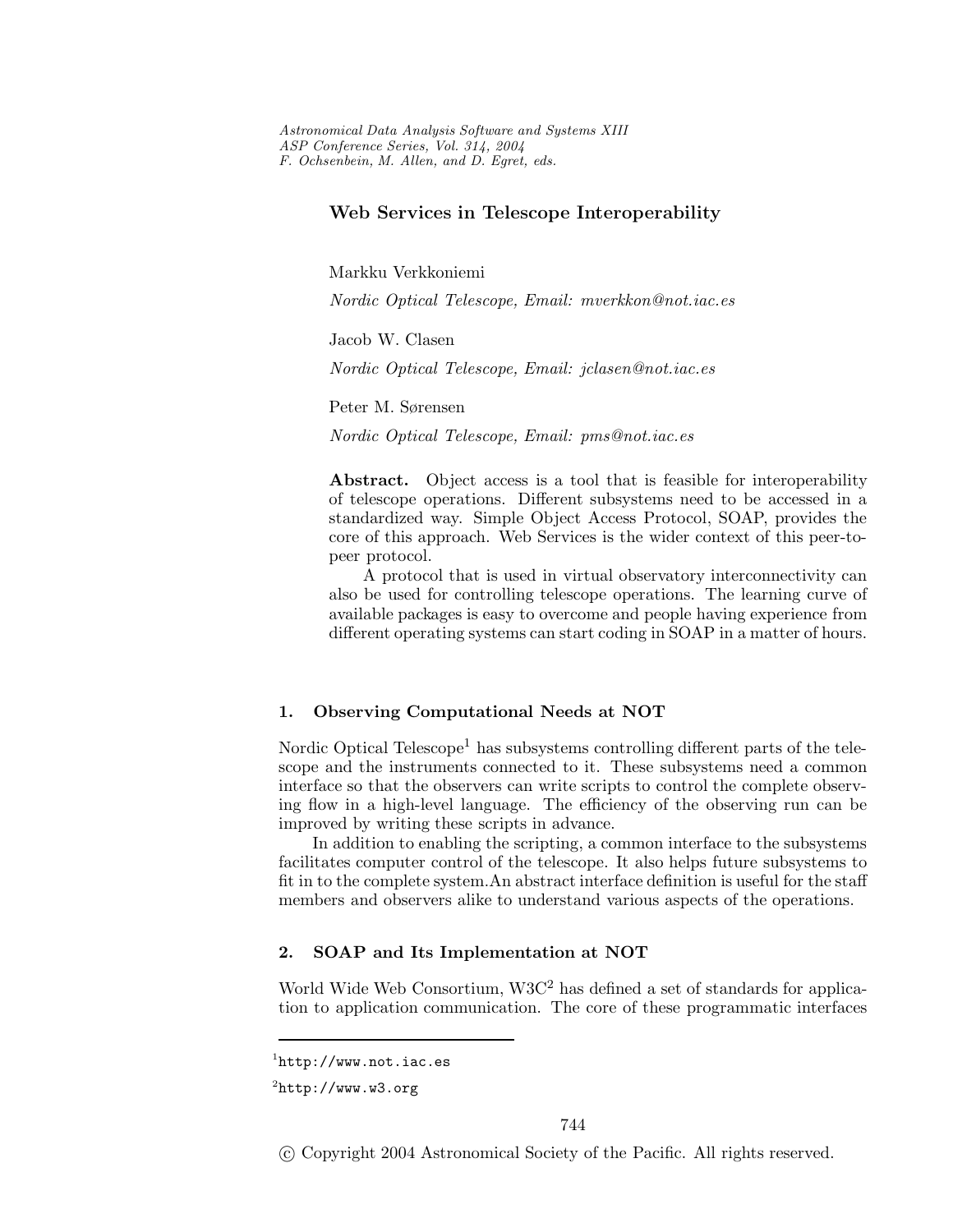# Web Services in Telescope Interoperability

Markku Verkkoniemi

*Nordic Optical Telescope, Email: mverkkon@not.iac.es*

Jacob W. Clasen

*Nordic Optical Telescope, Email: jclasen@not.iac.es*

Peter M. Sørensen

*Nordic Optical Telescope, Email: pms@not.iac.es*

**Abstract.** Object access is a tool that is feasible for interoperability of telescope operations. Different subsystems need to be accessed in a standardized way. Simple Object Access Protocol, SOAP, provides the core of this approach. Web Services is the wider context of this peer-to-peer protocol.

A protocol that is used in virtual observatory interconnectivity can also be used for controlling telescope operations. The learning curve of available packages is easy to overcome and people having experience from different operating systems can start coding in SOAP in a matter of hours.

## 1. Observing Computational Needs at NOT

Nordic Optical Telescope[1] has subsystems controlling different parts of the telescope and the instruments connected to it. These subsystems need a common interface so that the observers can write scripts to control the complete observing flow in a high-level language. The efficiency of the observing run can be improved by writing these scripts in advance.

In addition to enabling the scripting, a common interface to the subsystems facilitates computer control of the telescope. It also helps future subsystems to fit in to the complete system. An abstract interface definition is useful for the staff members and observers alike to understand various aspects of the operations.

## 2. SOAP and Its Implementation at NOT

World Wide Web Consortium, W3C[2] has defined a set of standards for application to application communication. The core of these programmatic interfaces

[1] http://www.not.iac.es

[2] http://www.w3.org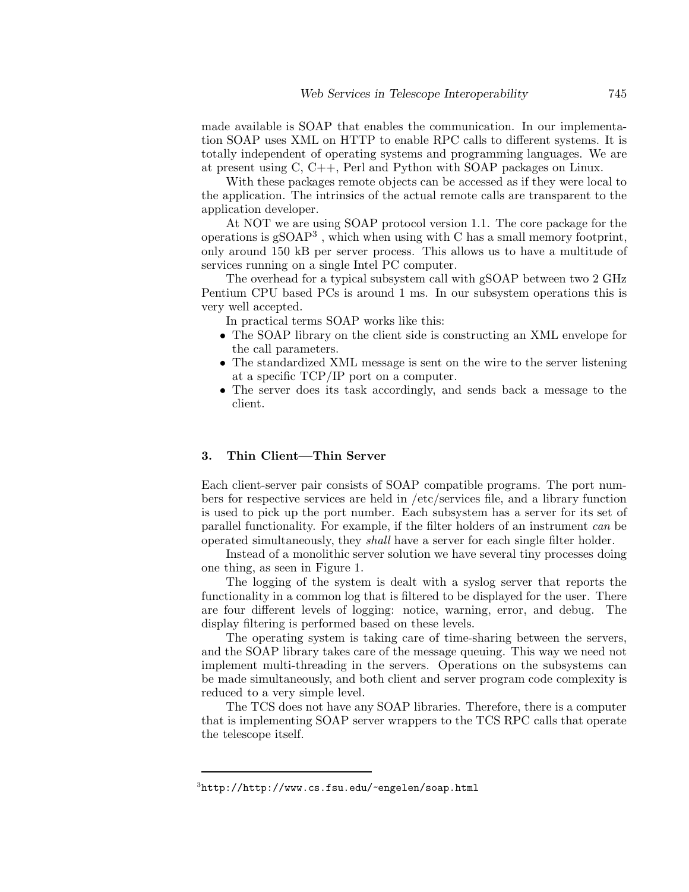made available is SOAP that enables the communication. In our implementation SOAP uses XML on HTTP to enable RPC calls to different systems. It is totally independent of operating systems and programming languages. We are at present using C, C++, Perl and Python with SOAP packages on Linux.

With these packages remote objects can be accessed as if they were local to the application. The intrinsics of the actual remote calls are transparent to the application developer.

At NOT we are using SOAP protocol version 1.1. The core package for the operations is gSOAP[3] , which when using with C has a small memory footprint, only around 150 kB per server process. This allows us to have a multitude of services running on a single Intel PC computer.

The overhead for a typical subsystem call with gSOAP between two 2 GHz Pentium CPU based PCs is around 1 ms. In our subsystem operations this is very well accepted.

In practical terms SOAP works like this:

- The SOAP library on the client side is constructing an XML envelope for the call parameters.
- The standardized XML message is sent on the wire to the server listening at a specific TCP/IP port on a computer.
- The server does its task accordingly, and sends back a message to the client.

## 3. Thin Client—Thin Server

Each client-server pair consists of SOAP compatible programs. The port numbers for respective services are held in /etc/services file, and a library function is used to pick up the port number. Each subsystem has a server for its set of parallel functionality. For example, if the filter holders of an instrument *can* be operated simultaneously, they *shall* have a server for each single filter holder.

Instead of a monolithic server solution we have several tiny processes doing one thing, as seen in Figure 1.

The logging of the system is dealt with a syslog server that reports the functionality in a common log that is filtered to be displayed for the user. There are four different levels of logging: notice, warning, error, and debug. The display filtering is performed based on these levels.

The operating system is taking care of time-sharing between the servers, and the SOAP library takes care of the message queuing. This way we need not implement multi-threading in the servers. Operations on the subsystems can be made simultaneously, and both client and server program code complexity is reduced to a very simple level.

The TCS does not have any SOAP libraries. Therefore, there is a computer that is implementing SOAP server wrappers to the TCS RPC calls that operate the telescope itself.

[3] `http://http://www.cs.fsu.edu/~engelen/soap.html`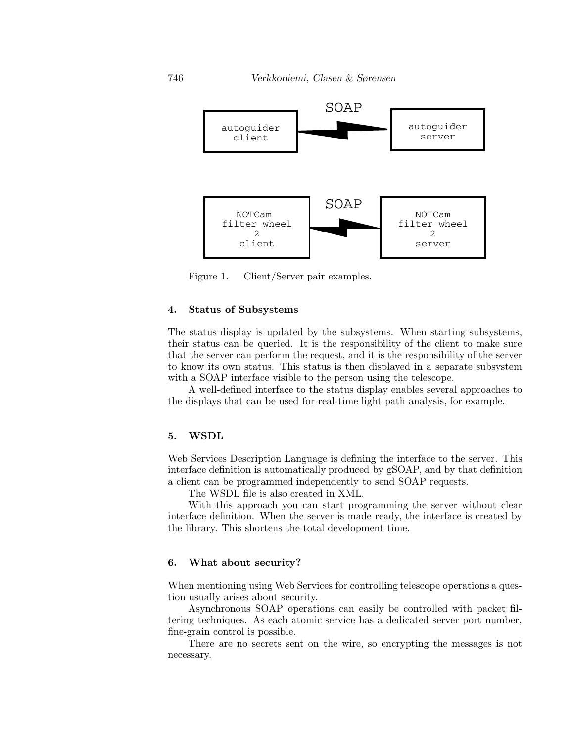Figure 1. Client/Server pair examples.

## 4. Status of Subsystems

The status display is updated by the subsystems. When starting subsystems, their status can be queried. It is the responsibility of the client to make sure that the server can perform the request, and it is the responsibility of the server to know its own status. This status is then displayed in a separate subsystem with a SOAP interface visible to the person using the telescope.

A well-defined interface to the status display enables several approaches to the displays that can be used for real-time light path analysis, for example.

## 5. WSDL

Web Services Description Language is defining the interface to the server. This interface definition is automatically produced by gSOAP, and by that definition a client can be programmed independently to send SOAP requests.

The WSDL file is also created in XML.

With this approach you can start programming the server without clear interface definition. When the server is made ready, the interface is created by the library. This shortens the total development time.

## 6. What about security?

When mentioning using Web Services for controlling telescope operations a question usually arises about security.

Asynchronous SOAP operations can easily be controlled with packet filtering techniques. As each atomic service has a dedicated server port number, fine-grain control is possible.

There are no secrets sent on the wire, so encrypting the messages is not necessary.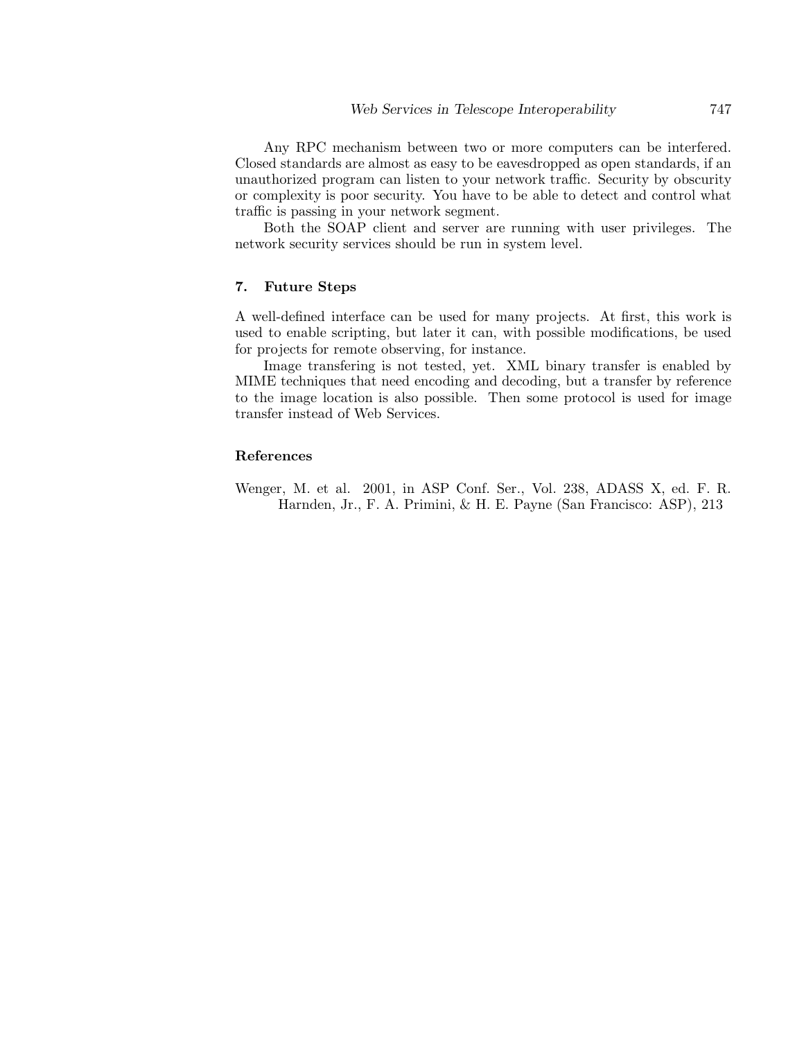Any RPC mechanism between two or more computers can be interfered. Closed standards are almost as easy to be eavesdropped as open standards, if an unauthorized program can listen to your network traffic. Security by obscurity or complexity is poor security. You have to be able to detect and control what traffic is passing in your network segment.

Both the SOAP client and server are running with user privileges. The network security services should be run in system level.

## 7. Future Steps

A well-defined interface can be used for many projects. At first, this work is used to enable scripting, but later it can, with possible modifications, be used for projects for remote observing, for instance.

Image transfering is not tested, yet. XML binary transfer is enabled by MIME techniques that need encoding and decoding, but a transfer by reference to the image location is also possible. Then some protocol is used for image transfer instead of Web Services.

## References

Wenger, M. et al. 2001, in ASP Conf. Ser., Vol. 238, ADASS X, ed. F. R. Harnden, Jr., F. A. Primini, & H. E. Payne (San Francisco: ASP), 213